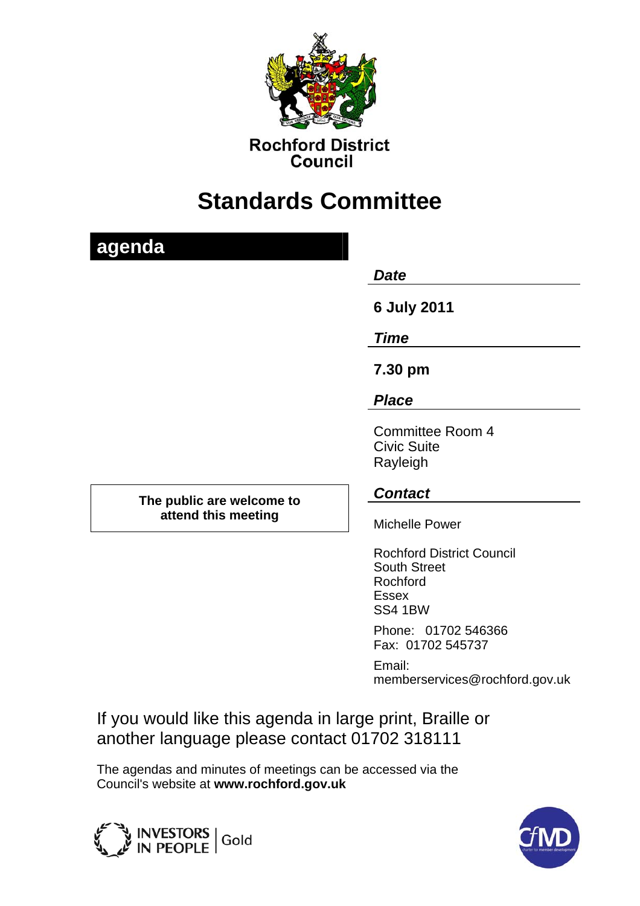**Rochford District Council**

# Standards Committee

## agenda

***Date***

**6 July 2011**

***Time***

**7.30 pm**

***Place***

Committee Room 4
Civic Suite
Rayleigh

**The public are welcome to attend this meeting**

***Contact***

Michelle Power

Rochford District Council
South Street
Rochford
Essex
SS4 1BW

Phone: 01702 546366
Fax: 01702 545737

Email:
memberservices@rochford.gov.uk

If you would like this agenda in large print, Braille or another language please contact 01702 318111

The agendas and minutes of meetings can be accessed via the Council's website at **www.rochford.gov.uk**

INVESTORS IN PEOPLE | Gold

CfMD charter for member development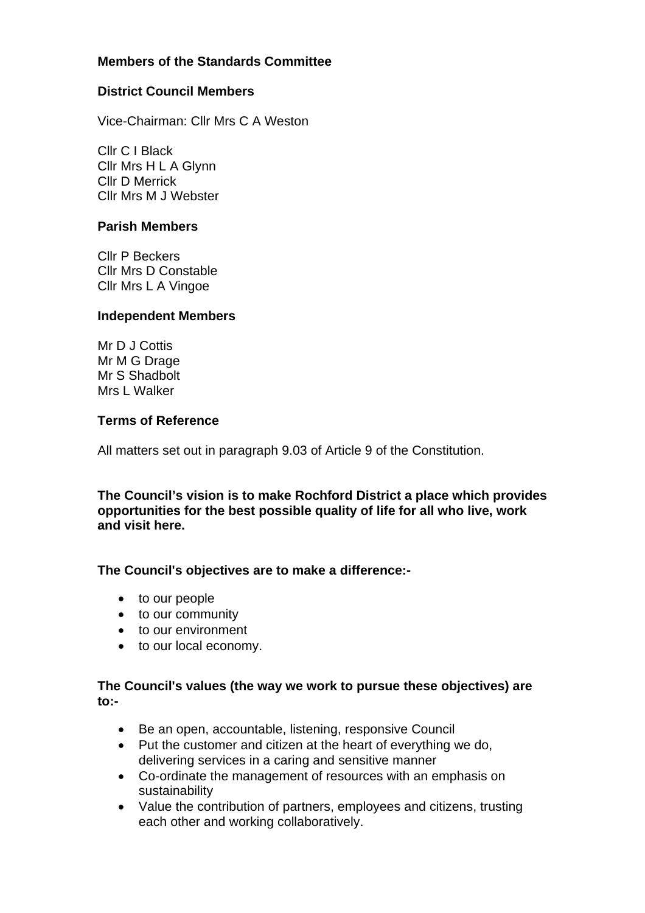**Members of the Standards Committee**

**District Council Members**

Vice-Chairman: Cllr Mrs C A Weston

Cllr C I Black
Cllr Mrs H L A Glynn
Cllr D Merrick
Cllr Mrs M J Webster

**Parish Members**

Cllr P Beckers
Cllr Mrs D Constable
Cllr Mrs L A Vingoe

**Independent Members**

Mr D J Cottis
Mr M G Drage
Mr S Shadbolt
Mrs L Walker

**Terms of Reference**

All matters set out in paragraph 9.03 of Article 9 of the Constitution.

**The Council's vision is to make Rochford District a place which provides opportunities for the best possible quality of life for all who live, work and visit here.**

**The Council's objectives are to make a difference:-**

- to our people
- to our community
- to our environment
- to our local economy.

**The Council's values (the way we work to pursue these objectives) are to:-**

- Be an open, accountable, listening, responsive Council
- Put the customer and citizen at the heart of everything we do, delivering services in a caring and sensitive manner
- Co-ordinate the management of resources with an emphasis on sustainability
- Value the contribution of partners, employees and citizens, trusting each other and working collaboratively.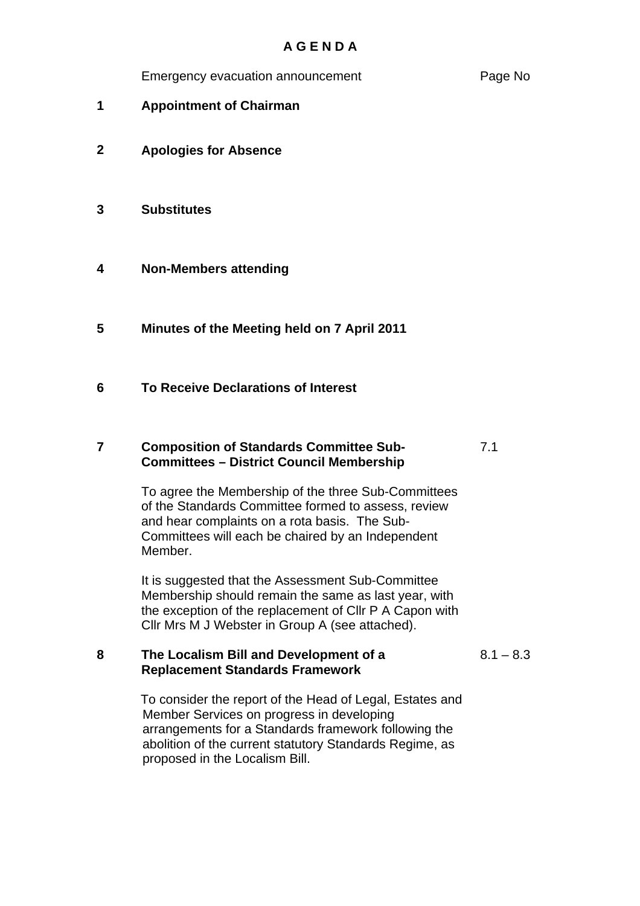# A G E N D A

| | | Page No |
|---|---|---|
| | Emergency evacuation announcement | |
| **1** | **Appointment of Chairman** | |
| **2** | **Apologies for Absence** | |
| **3** | **Substitutes** | |
| **4** | **Non-Members attending** | |
| **5** | **Minutes of the Meeting held on 7 April 2011** | |
| **6** | **To Receive Declarations of Interest** | |
| **7** | **Composition of Standards Committee Sub-Committees – District Council Membership**<br><br>To agree the Membership of the three Sub-Committees of the Standards Committee formed to assess, review and hear complaints on a rota basis. The Sub-Committees will each be chaired by an Independent Member.<br><br>It is suggested that the Assessment Sub-Committee Membership should remain the same as last year, with the exception of the replacement of Cllr P A Capon with Cllr Mrs M J Webster in Group A (see attached). | 7.1 |
| **8** | **The Localism Bill and Development of a Replacement Standards Framework**<br><br>To consider the report of the Head of Legal, Estates and Member Services on progress in developing arrangements for a Standards framework following the abolition of the current statutory Standards Regime, as proposed in the Localism Bill. | 8.1 – 8.3 |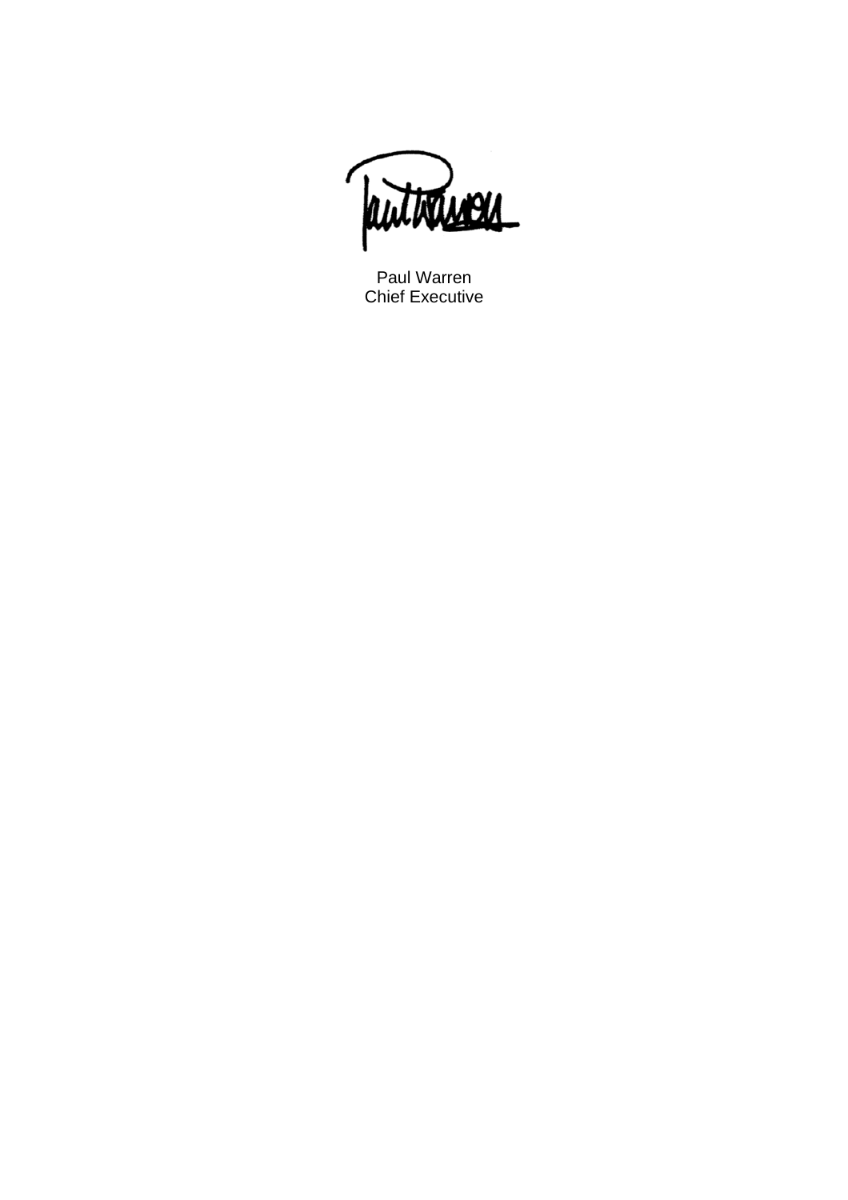Paul Warren
Chief Executive